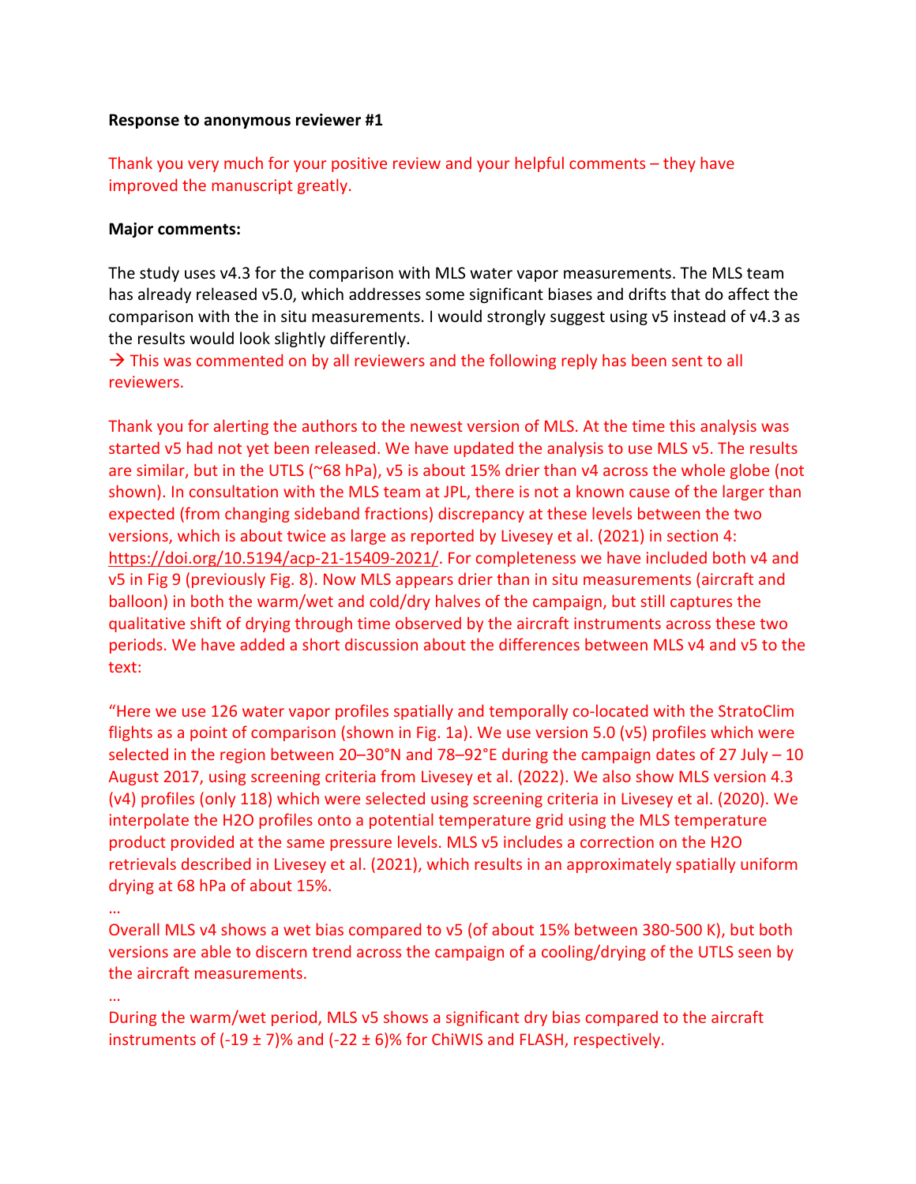**Response to anonymous reviewer #1**

Thank you very much for your positive review and your helpful comments – they have improved the manuscript greatly.

**Major comments:**

The study uses v4.3 for the comparison with MLS water vapor measurements. The MLS team has already released v5.0, which addresses some significant biases and drifts that do affect the comparison with the in situ measurements. I would strongly suggest using v5 instead of v4.3 as the results would look slightly differently.

→ This was commented on by all reviewers and the following reply has been sent to all reviewers.

Thank you for alerting the authors to the newest version of MLS. At the time this analysis was started v5 had not yet been released. We have updated the analysis to use MLS v5. The results are similar, but in the UTLS (~68 hPa), v5 is about 15% drier than v4 across the whole globe (not shown). In consultation with the MLS team at JPL, there is not a known cause of the larger than expected (from changing sideband fractions) discrepancy at these levels between the two versions, which is about twice as large as reported by Livesey et al. (2021) in section 4: https://doi.org/10.5194/acp-21-15409-2021/. For completeness we have included both v4 and v5 in Fig 9 (previously Fig. 8). Now MLS appears drier than in situ measurements (aircraft and balloon) in both the warm/wet and cold/dry halves of the campaign, but still captures the qualitative shift of drying through time observed by the aircraft instruments across these two periods. We have added a short discussion about the differences between MLS v4 and v5 to the text:

"Here we use 126 water vapor profiles spatially and temporally co-located with the StratoClim flights as a point of comparison (shown in Fig. 1a). We use version 5.0 (v5) profiles which were selected in the region between 20–30°N and 78–92°E during the campaign dates of 27 July – 10 August 2017, using screening criteria from Livesey et al. (2022). We also show MLS version 4.3 (v4) profiles (only 118) which were selected using screening criteria in Livesey et al. (2020). We interpolate the $H_2O$ profiles onto a potential temperature grid using the MLS temperature product provided at the same pressure levels. MLS v5 includes a correction on the $H_2O$ retrievals described in Livesey et al. (2021), which results in an approximately spatially uniform drying at 68 hPa of about 15%.

…

Overall MLS v4 shows a wet bias compared to v5 (of about 15% between 380-500 K), but both versions are able to discern trend across the campaign of a cooling/drying of the UTLS seen by the aircraft measurements.

…

During the warm/wet period, MLS v5 shows a significant dry bias compared to the aircraft instruments of $(-19 \pm 7)$% and $(-22 \pm 6)$% for ChiWIS and FLASH, respectively.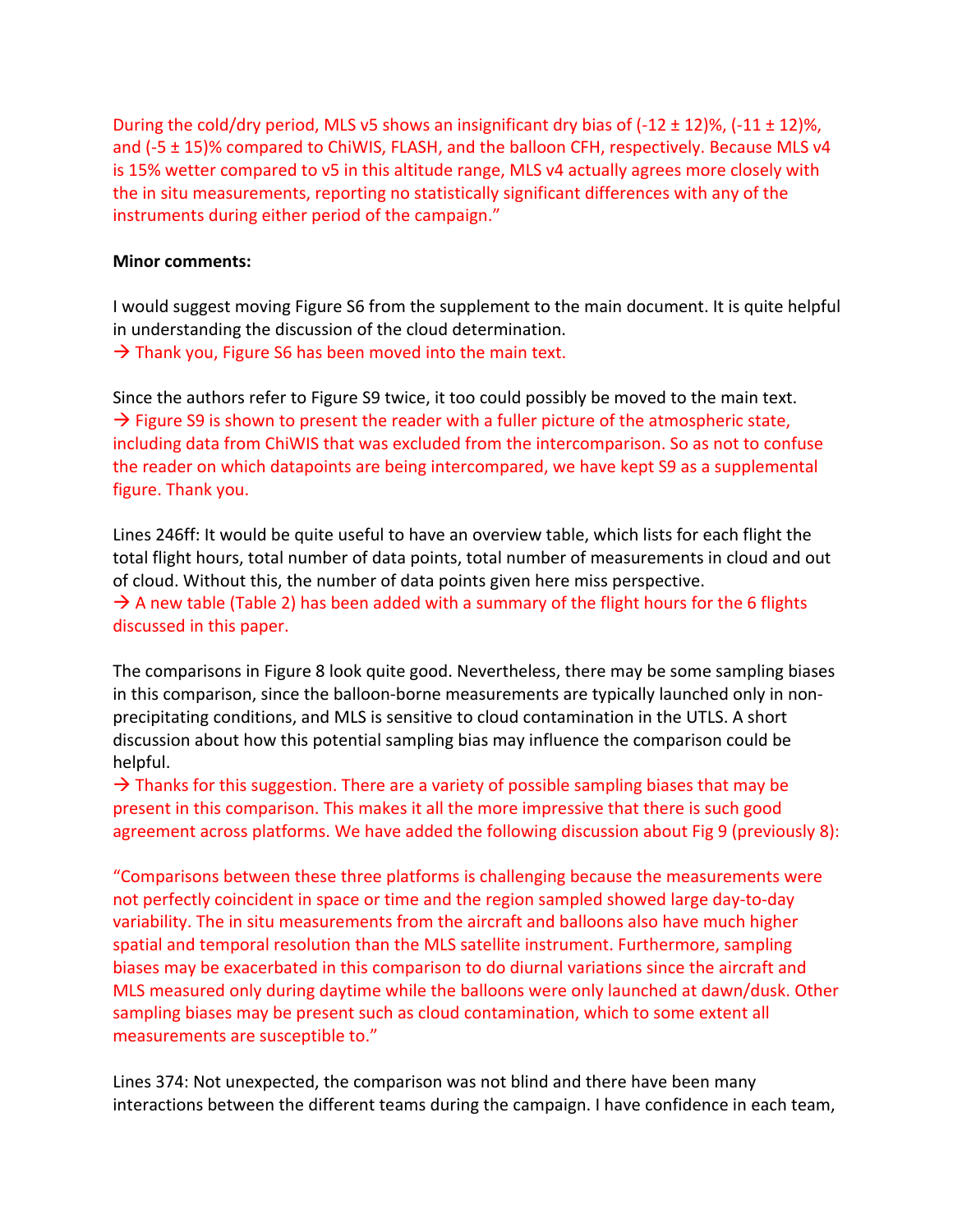During the cold/dry period, MLS v5 shows an insignificant dry bias of (-12 ± 12)%, (-11 ± 12)%, and (-5 ± 15)% compared to ChiWIS, FLASH, and the balloon CFH, respectively. Because MLS v4 is 15% wetter compared to v5 in this altitude range, MLS v4 actually agrees more closely with the in situ measurements, reporting no statistically significant differences with any of the instruments during either period of the campaign."

**Minor comments:**

I would suggest moving Figure S6 from the supplement to the main document. It is quite helpful in understanding the discussion of the cloud determination.
→ Thank you, Figure S6 has been moved into the main text.

Since the authors refer to Figure S9 twice, it too could possibly be moved to the main text.
→ Figure S9 is shown to present the reader with a fuller picture of the atmospheric state, including data from ChiWIS that was excluded from the intercomparison. So as not to confuse the reader on which datapoints are being intercompared, we have kept S9 as a supplemental figure. Thank you.

Lines 246ff: It would be quite useful to have an overview table, which lists for each flight the total flight hours, total number of data points, total number of measurements in cloud and out of cloud. Without this, the number of data points given here miss perspective.
→ A new table (Table 2) has been added with a summary of the flight hours for the 6 flights discussed in this paper.

The comparisons in Figure 8 look quite good. Nevertheless, there may be some sampling biases in this comparison, since the balloon-borne measurements are typically launched only in non-precipitating conditions, and MLS is sensitive to cloud contamination in the UTLS. A short discussion about how this potential sampling bias may influence the comparison could be helpful.
→ Thanks for this suggestion. There are a variety of possible sampling biases that may be present in this comparison. This makes it all the more impressive that there is such good agreement across platforms. We have added the following discussion about Fig 9 (previously 8):

"Comparisons between these three platforms is challenging because the measurements were not perfectly coincident in space or time and the region sampled showed large day-to-day variability. The in situ measurements from the aircraft and balloons also have much higher spatial and temporal resolution than the MLS satellite instrument. Furthermore, sampling biases may be exacerbated in this comparison to do diurnal variations since the aircraft and MLS measured only during daytime while the balloons were only launched at dawn/dusk. Other sampling biases may be present such as cloud contamination, which to some extent all measurements are susceptible to."

Lines 374: Not unexpected, the comparison was not blind and there have been many interactions between the different teams during the campaign. I have confidence in each team,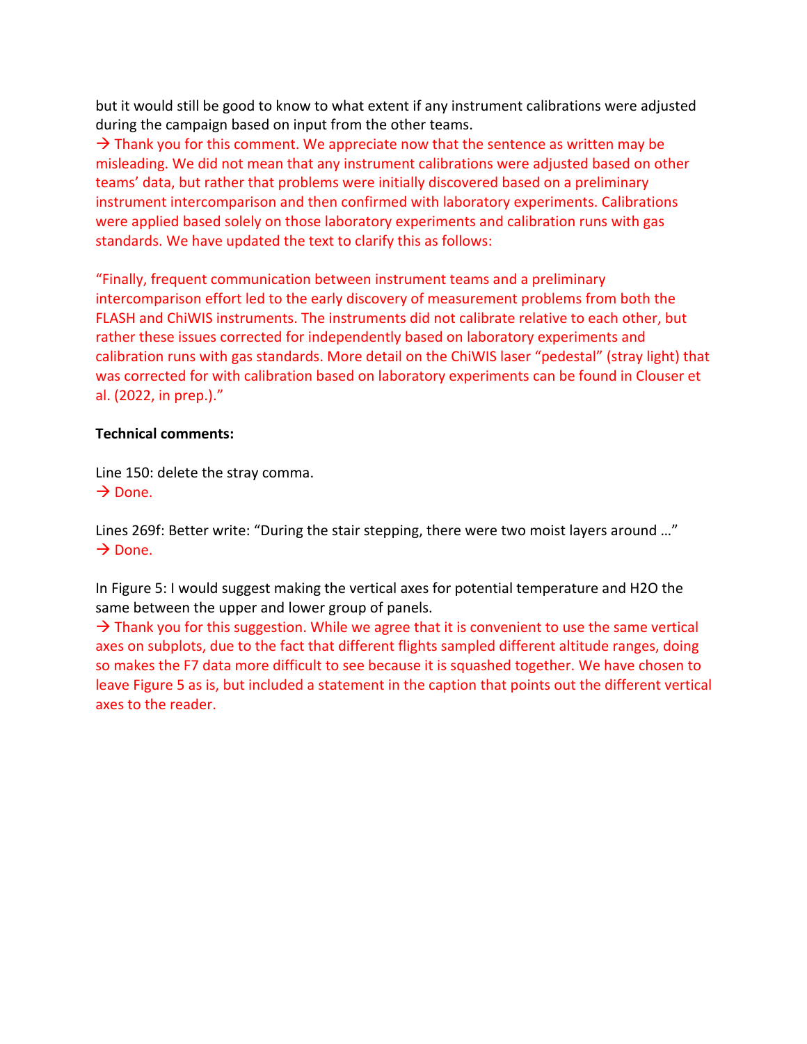but it would still be good to know to what extent if any instrument calibrations were adjusted during the campaign based on input from the other teams.

→ Thank you for this comment. We appreciate now that the sentence as written may be misleading. We did not mean that any instrument calibrations were adjusted based on other teams' data, but rather that problems were initially discovered based on a preliminary instrument intercomparison and then confirmed with laboratory experiments. Calibrations were applied based solely on those laboratory experiments and calibration runs with gas standards. We have updated the text to clarify this as follows:

"Finally, frequent communication between instrument teams and a preliminary intercomparison effort led to the early discovery of measurement problems from both the FLASH and ChiWIS instruments. The instruments did not calibrate relative to each other, but rather these issues corrected for independently based on laboratory experiments and calibration runs with gas standards. More detail on the ChiWIS laser "pedestal" (stray light) that was corrected for with calibration based on laboratory experiments can be found in Clouser et al. (2022, in prep.)."

**Technical comments:**

Line 150: delete the stray comma.

→ Done.

Lines 269f: Better write: "During the stair stepping, there were two moist layers around …"

→ Done.

In Figure 5: I would suggest making the vertical axes for potential temperature and H2O the same between the upper and lower group of panels.

→ Thank you for this suggestion. While we agree that it is convenient to use the same vertical axes on subplots, due to the fact that different flights sampled different altitude ranges, doing so makes the F7 data more difficult to see because it is squashed together. We have chosen to leave Figure 5 as is, but included a statement in the caption that points out the different vertical axes to the reader.